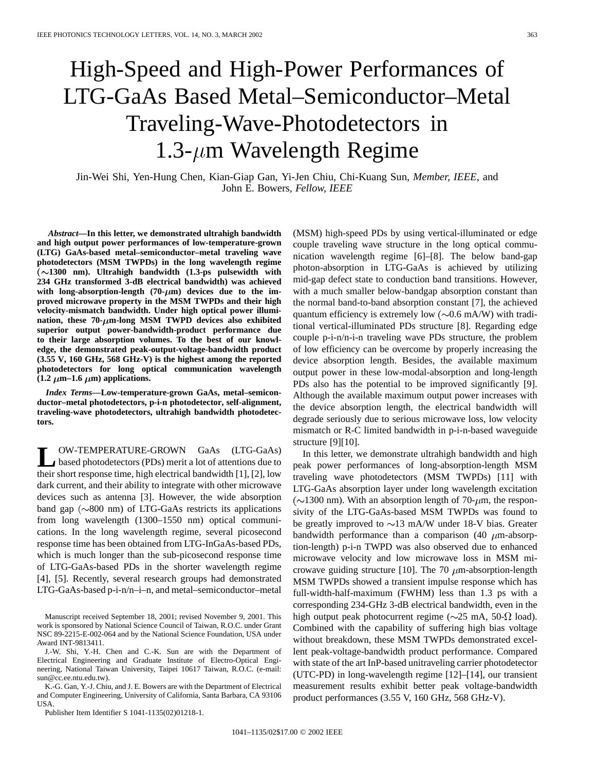# High-Speed and High-Power Performances of LTG-GaAs Based Metal–Semiconductor–Metal Traveling-Wave-Photodetectors in 1.3-$\mu$m Wavelength Regime

Jin-Wei Shi, Yen-Hung Chen, Kian-Giap Gan, Yi-Jen Chiu, Chi-Kuang Sun, *Member, IEEE*, and John E. Bowers, *Fellow, IEEE*

***Abstract*—In this letter, we demonstrated ultrahigh bandwidth and high output power performances of low-temperature-grown (LTG) GaAs-based metal–semiconductor–metal traveling wave photodetectors (MSM TWPDs) in the long wavelength regime ($\sim$1300 nm). Ultrahigh bandwidth (1.3-ps pulsewidth with 234 GHz transformed 3-dB electrical bandwidth) was achieved with long-absorption-length (70-$\mu$m) devices due to the improved microwave property in the MSM TWPDs and their high velocity-mismatch bandwidth. Under high optical power illumination, these 70-$\mu$m-long MSM TWPD devices also exhibited superior output power-bandwidth-product performance due to their large absorption volumes. To the best of our knowledge, the demonstrated peak-output-voltage-bandwidth product (3.55 V, 160 GHz, 568 GHz-V) is the highest among the reported photodetectors for long optical communication wavelength (1.2 $\mu$m–1.6 $\mu$m) applications.**

***Index Terms*—Low-temperature-grown GaAs, metal–semiconductor–metal photodetectors, p-i-n photodetector, self-alignment, traveling-wave photodetectors, ultrahigh bandwidth photodetectors.**

LOW-TEMPERATURE-GROWN GaAs (LTG-GaAs) based photodetectors (PDs) merit a lot of attentions due to their short response time, high electrical bandwidth [1], [2], low dark current, and their ability to integrate with other microwave devices such as antenna [3]. However, the wide absorption band gap ($\sim$800 nm) of LTG-GaAs restricts its applications from long wavelength (1300–1550 nm) optical communications. In the long wavelength regime, several picosecond response time has been obtained from LTG-InGaAs-based PDs, which is much longer than the sub-picosecond response time of LTG-GaAs-based PDs in the shorter wavelength regime [4], [5]. Recently, several research groups had demonstrated LTG-GaAs-based p-i-n/n–i–n, and metal–semiconductor–metal (MSM) high-speed PDs by using vertical-illuminated or edge couple traveling wave structure in the long optical communication wavelength regime [6]–[8]. The below band-gap photon-absorption in LTG-GaAs is achieved by utilizing mid-gap defect state to conduction band transitions. However, with a much smaller below-bandgap absorption constant than the normal band-to-band absorption constant [7], the achieved quantum efficiency is extremely low ($\sim$0.6 mA/W) with traditional vertical-illuminated PDs structure [8]. Regarding edge couple p-i-n/n-i-n traveling wave PDs structure, the problem of low efficiency can be overcome by properly increasing the device absorption length. Besides, the available maximum output power in these low-modal-absorption and long-length PDs also has the potential to be improved significantly [9]. Although the available maximum output power increases with the device absorption length, the electrical bandwidth will degrade seriously due to serious microwave loss, low velocity mismatch or R-C limited bandwidth in p-i-n-based waveguide structure [9][10].

In this letter, we demonstrate ultrahigh bandwidth and high peak power performances of long-absorption-length MSM traveling wave photodetectors (MSM TWPDs) [11] with LTG-GaAs absorption layer under long wavelength excitation ($\sim$1300 nm). With an absorption length of 70-$\mu$m, the responsivity of the LTG-GaAs-based MSM TWPDs was found to be greatly improved to $\sim$13 mA/W under 18-V bias. Greater bandwidth performance than a comparison (40 $\mu$m-absorption-length) p-i-n TWPD was also observed due to enhanced microwave velocity and low microwave loss in MSM microwave guiding structure [10]. The 70 $\mu$m-absorption-length MSM TWPDs showed a transient impulse response which has full-width-half-maximum (FWHM) less than 1.3 ps with a corresponding 234-GHz 3-dB electrical bandwidth, even in the high output peak photocurrent regime ($\sim$25 mA, 50-$\Omega$ load). Combined with the capability of suffering high bias voltage without breakdown, these MSM TWPDs demonstrated excellent peak-voltage-bandwidth product performance. Compared with state of the art InP-based unitraveling carrier photodetector (UTC-PD) in long-wavelength regime [12]–[14], our transient measurement results exhibit better peak voltage-bandwidth product performances (3.55 V, 160 GHz, 568 GHz-V).

Manuscript received September 18, 2001; revised November 9, 2001. This work is sponsored by National Science Council of Taiwan, R.O.C. under Grant NSC 89-2215-E-002-064 and by the National Science Foundation, USA under Award INT-9813411.

J.-W. Shi, Y.-H. Chen and C.-K. Sun are with the Department of Electrical Engineering and Graduate Institute of Electro-Optical Engineering, National Taiwan University, Taipei 10617 Taiwan, R.O.C. (e-mail: sun@cc.ee.ntu.edu.tw).

K.-G. Gan, Y.-J. Chiu, and J. E. Bowers are with the Department of Electrical and Computer Engineering, University of California, Santa Barbara, CA 93106 USA.

Publisher Item Identifier S 1041-1135(02)01218-1.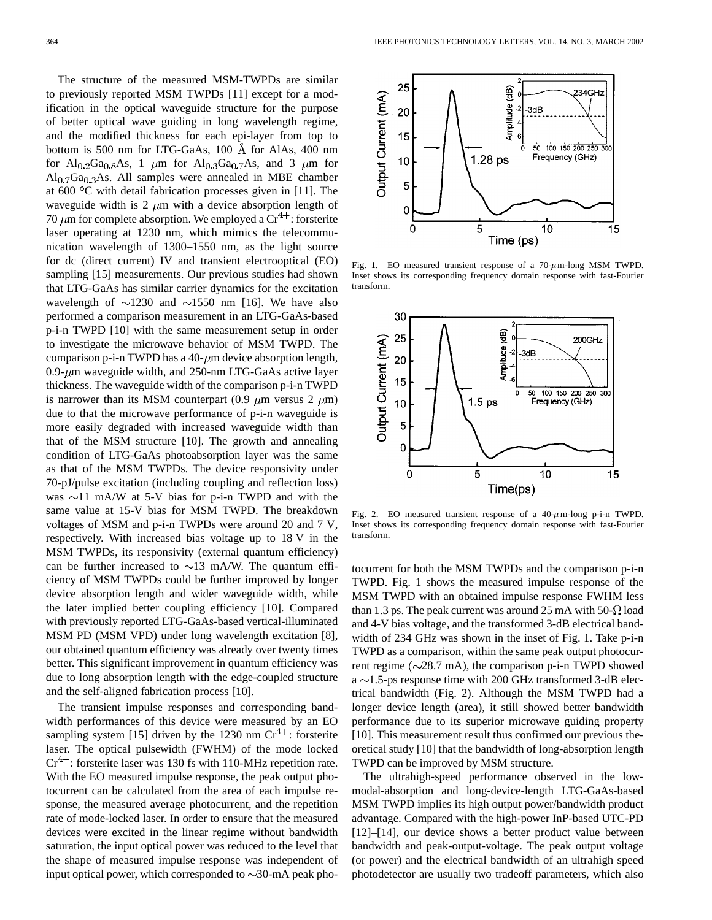The structure of the measured MSM-TWPDs are similar to previously reported MSM TWPDs [11] except for a modification in the optical waveguide structure for the purpose of better optical wave guiding in long wavelength regime, and the modified thickness for each epi-layer from top to bottom is 500 nm for LTG-GaAs, 100 Å for AlAs, 400 nm for $Al_{0.2}Ga_{0.8}As$, 1 $\mu$m for $Al_{0.3}Ga_{0.7}As$, and 3 $\mu$m for $Al_{0.7}Ga_{0.3}As$. All samples were annealed in MBE chamber at 600 °C with detail fabrication processes given in [11]. The waveguide width is 2 $\mu$m with a device absorption length of 70 $\mu$m for complete absorption. We employed a $Cr^{4+}$: forsterite laser operating at 1230 nm, which mimics the telecommunication wavelength of 1300–1550 nm, as the light source for dc (direct current) IV and transient electrooptical (EO) sampling [15] measurements. Our previous studies had shown that LTG-GaAs has similar carrier dynamics for the excitation wavelength of ~1230 and ~1550 nm [16]. We have also performed a comparison measurement in an LTG-GaAs-based p-i-n TWPD [10] with the same measurement setup in order to investigate the microwave behavior of MSM TWPD. The comparison p-i-n TWPD has a 40-$\mu$m device absorption length, 0.9-$\mu$m waveguide width, and 250-nm LTG-GaAs active layer thickness. The waveguide width of the comparison p-i-n TWPD is narrower than its MSM counterpart (0.9 $\mu$m versus 2 $\mu$m) due to that the microwave performance of p-i-n waveguide is more easily degraded with increased waveguide width than that of the MSM structure [10]. The growth and annealing condition of LTG-GaAs photoabsorption layer was the same as that of the MSM TWPDs. The device responsivity under 70-pJ/pulse excitation (including coupling and reflection loss) was ~11 mA/W at 5-V bias for p-i-n TWPD and with the same value at 15-V bias for MSM TWPD. The breakdown voltages of MSM and p-i-n TWPDs were around 20 and 7 V, respectively. With increased bias voltage up to 18 V in the MSM TWPDs, its responsivity (external quantum efficiency) can be further increased to ~13 mA/W. The quantum efficiency of MSM TWPDs could be further improved by longer device absorption length and wider waveguide width, while the later implied better coupling efficiency [10]. Compared with previously reported LTG-GaAs-based vertical-illuminated MSM PD (MSM VPD) under long wavelength excitation [8], our obtained quantum efficiency was already over twenty times better. This significant improvement in quantum efficiency was due to long absorption length with the edge-coupled structure and the self-aligned fabrication process [10].

The transient impulse responses and corresponding bandwidth performances of this device were measured by an EO sampling system [15] driven by the 1230 nm $Cr^{4+}$: forsterite laser. The optical pulsewidth (FWHM) of the mode locked $Cr^{4+}$: forsterite laser was 130 fs with 110-MHz repetition rate. With the EO measured impulse response, the peak output photocurrent can be calculated from the area of each impulse response, the measured average photocurrent, and the repetition rate of mode-locked laser. In order to ensure that the measured devices were excited in the linear regime without bandwidth saturation, the input optical power was reduced to the level that the shape of measured impulse response was independent of input optical power, which corresponded to ~30-mA peak photocurrent for both the MSM TWPDs and the comparison p-i-n TWPD. Fig. 1 shows the measured impulse response of the MSM TWPD with an obtained impulse response FWHM less than 1.3 ps. The peak current was around 25 mA with 50-Ω load and 4-V bias voltage, and the transformed 3-dB electrical bandwidth of 234 GHz was shown in the inset of Fig. 1. Take p-i-n TWPD as a comparison, within the same peak output photocurrent regime (~28.7 mA), the comparison p-i-n TWPD showed a ~1.5-ps response time with 200 GHz transformed 3-dB electrical bandwidth (Fig. 2). Although the MSM TWPD had a longer device length (area), it still showed better bandwidth performance due to its superior microwave guiding property [10]. This measurement result thus confirmed our previous theoretical study [10] that the bandwidth of long-absorption length TWPD can be improved by MSM structure.

Fig. 1. EO measured transient response of a 70-$\mu$m-long MSM TWPD. Inset shows its corresponding frequency domain response with fast-Fourier transform.

Fig. 2. EO measured transient response of a 40-$\mu$m-long p-i-n TWPD. Inset shows its corresponding frequency domain response with fast-Fourier transform.

The ultrahigh-speed performance observed in the low-modal-absorption and long-device-length LTG-GaAs-based MSM TWPD implies its high output power/bandwidth product advantage. Compared with the high-power InP-based UTC-PD [12]–[14], our device shows a better product value between bandwidth and peak-output-voltage. The peak output voltage (or power) and the electrical bandwidth of an ultrahigh speed photodetector are usually two tradeoff parameters, which also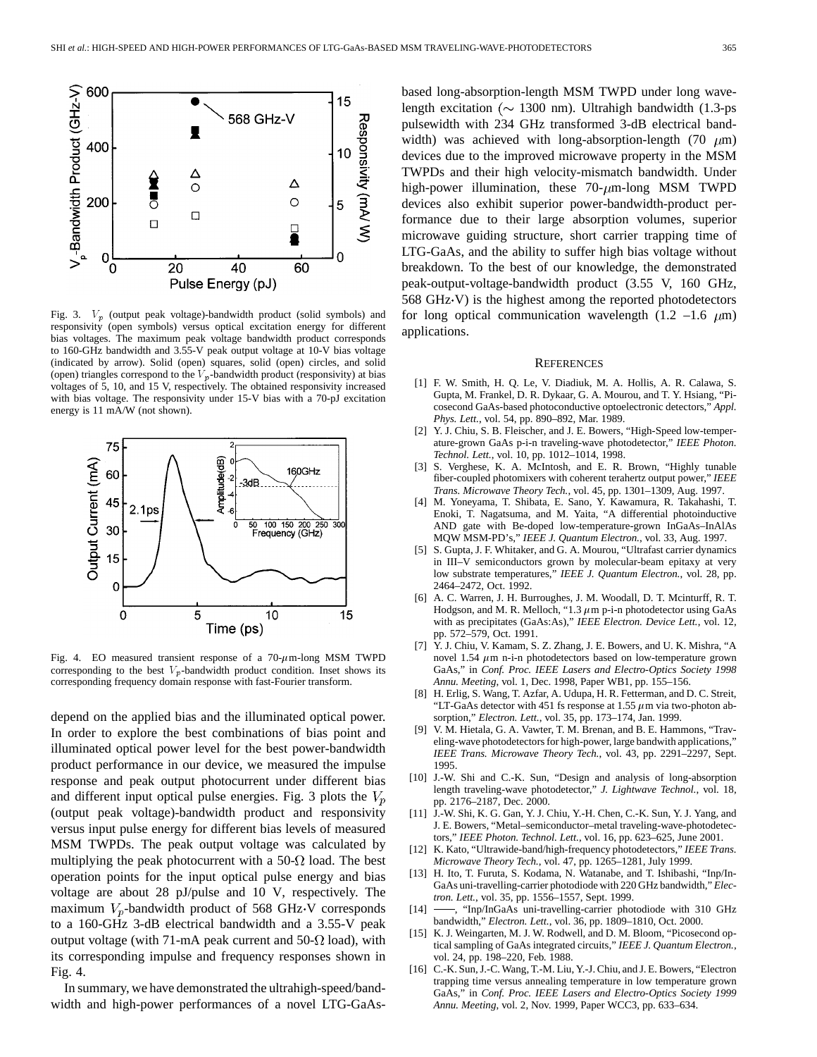600
400
200
0
0 20 40 60
Pulse Energy (pJ)
$V_p$-Bandwidth Product (GHz-V)
Responsivity (mA/ W)
15
10
5
0
568 GHz-V

Fig. 3. $V_p$ (output peak voltage)-bandwidth product (solid symbols) and responsivity (open symbols) versus optical excitation energy for different bias voltages. The maximum peak voltage bandwidth product corresponds to 160-GHz bandwidth and 3.55-V peak output voltage at 10-V bias voltage (indicated by arrow). Solid (open) squares, solid (open) circles, and solid (open) triangles correspond to the $V_p$-bandwidth product (responsivity) at bias voltages of 5, 10, and 15 V, respectively. The obtained responsivity increased with bias voltage. The responsivity under 15-V bias with a 70-pJ excitation energy is 11 mA/W (not shown).

75
60
45
30
15
0
0 5 10 15
Time (ps)
Output Current (mA)
2.1ps
Amplitude(dB)
2
0
-2
-4
-6
0 50 100 150 200 250 300
Frequency (GHz)
160GHz
-3dB

Fig. 4. EO measured transient response of a 70-$\mu$m-long MSM TWPD corresponding to the best $V_p$-bandwidth product condition. Inset shows its corresponding frequency domain response with fast-Fourier transform.

depend on the applied bias and the illuminated optical power. In order to explore the best combinations of bias point and illuminated optical power level for the best power-bandwidth product performance in our device, we measured the impulse response and peak output photocurrent under different bias and different input optical pulse energies. Fig. 3 plots the $V_p$ (output peak voltage)-bandwidth product and responsivity versus input pulse energy for different bias levels of measured MSM TWPDs. The peak output voltage was calculated by multiplying the peak photocurrent with a 50-$\Omega$ load. The best operation points for the input optical pulse energy and bias voltage are about 28 pJ/pulse and 10 V, respectively. The maximum $V_p$-bandwidth product of 568 GHz·V corresponds to a 160-GHz 3-dB electrical bandwidth and a 3.55-V peak output voltage (with 71-mA peak current and 50-$\Omega$ load), with its corresponding impulse and frequency responses shown in Fig. 4.

In summary, we have demonstrated the ultrahigh-speed/bandwidth and high-power performances of a novel LTG-GaAs-based long-absorption-length MSM TWPD under long wavelength excitation ($\sim$ 1300 nm). Ultrahigh bandwidth (1.3-ps pulsewidth with 234 GHz transformed 3-dB electrical bandwidth) was achieved with long-absorption-length (70 $\mu$m) devices due to the improved microwave property in the MSM TWPDs and their high velocity-mismatch bandwidth. Under high-power illumination, these 70-$\mu$m-long MSM TWPD devices also exhibit superior power-bandwidth-product performance due to their large absorption volumes, superior microwave guiding structure, short carrier trapping time of LTG-GaAs, and the ability to suffer high bias voltage without breakdown. To the best of our knowledge, the demonstrated peak-output-voltage-bandwidth product (3.55 V, 160 GHz, 568 GHz·V) is the highest among the reported photodetectors for long optical communication wavelength (1.2 –1.6 $\mu$m) applications.

## REFERENCES

[1] F. W. Smith, H. Q. Le, V. Diadiuk, M. A. Hollis, A. R. Calawa, S. Gupta, M. Frankel, D. R. Dykaar, G. A. Mourou, and T. Y. Hsiang, "Picosecond GaAs-based photoconductive optoelectronic detectors," *Appl. Phys. Lett.*, vol. 54, pp. 890–892, Mar. 1989.

[2] Y. J. Chiu, S. B. Fleischer, and J. E. Bowers, "High-Speed low-temperature-grown GaAs p-i-n traveling-wave photodetector," *IEEE Photon. Technol. Lett.*, vol. 10, pp. 1012–1014, 1998.

[3] S. Verghese, K. A. McIntosh, and E. R. Brown, "Highly tunable fiber-coupled photomixers with coherent terahertz output power," *IEEE Trans. Microwave Theory Tech.*, vol. 45, pp. 1301–1309, Aug. 1997.

[4] M. Yoneyama, T. Shibata, E. Sano, Y. Kawamura, R. Takahashi, T. Enoki, T. Nagatsuma, and M. Yaita, "A differential photoinductive AND gate with Be-doped low-temperature-grown InGaAs–InAlAs MQW MSM-PD's," *IEEE J. Quantum Electron.*, vol. 33, Aug. 1997.

[5] S. Gupta, J. F. Whitaker, and G. A. Mourou, "Ultrafast carrier dynamics in III–V semiconductors grown by molecular-beam epitaxy at very low substrate temperatures," *IEEE J. Quantum Electron.*, vol. 28, pp. 2464–2472, Oct. 1992.

[6] A. C. Warren, J. H. Burroughes, J. M. Woodall, D. T. Mcinturff, R. T. Hodgson, and M. R. Melloch, "1.3 $\mu$m p-i-n photodetector using GaAs with as precipitates (GaAs:As)," *IEEE Electron. Device Lett.*, vol. 12, pp. 572–579, Oct. 1991.

[7] Y. J. Chiu, V. Kamam, S. Z. Zhang, J. E. Bowers, and U. K. Mishra, "A novel 1.54 $\mu$m n-i-n photodetectors based on low-temperature grown GaAs," in *Conf. Proc. IEEE Lasers and Electro-Optics Society 1998 Annu. Meeting*, vol. 1, Dec. 1998, Paper WB1, pp. 155–156.

[8] H. Erlig, S. Wang, T. Azfar, A. Udupa, H. R. Fetterman, and D. C. Streit, "LT-GaAs detector with 451 fs response at 1.55 $\mu$m via two-photon absorption," *Electron. Lett.*, vol. 35, pp. 173–174, Jan. 1999.

[9] V. M. Hietala, G. A. Vawter, T. M. Brenan, and B. E. Hammons, "Traveling-wave photodetectors for high-power, large bandwith applications," *IEEE Trans. Microwave Theory Tech.*, vol. 43, pp. 2291–2297, Sept. 1995.

[10] J.-W. Shi and C.-K. Sun, "Design and analysis of long-absorption length traveling-wave photodetector," *J. Lightwave Technol.*, vol. 18, pp. 2176–2187, Dec. 2000.

[11] J.-W. Shi, K. G. Gan, Y. J. Chiu, Y.-H. Chen, C.-K. Sun, Y. J. Yang, and J. E. Bowers, "Metal–semiconductor–metal traveling-wave-photodetectors," *IEEE Photon. Technol. Lett.*, vol. 16, pp. 623–625, June 2001.

[12] K. Kato, "Ultrawide-band/high-frequency photodetectors," *IEEE Trans. Microwave Theory Tech.*, vol. 47, pp. 1265–1281, July 1999.

[13] H. Ito, T. Furuta, S. Kodama, N. Watanabe, and T. Ishibashi, "Inp/InGaAs uni-travelling-carrier photodiode with 220 GHz bandwidth," *Electron. Lett.*, vol. 35, pp. 1556–1557, Sept. 1999.

[14] ——, "Inp/InGaAs uni-travelling-carrier photodiode with 310 GHz bandwidth," *Electron. Lett.*, vol. 36, pp. 1809–1810, Oct. 2000.

[15] K. J. Weingarten, M. J. W. Rodwell, and D. M. Bloom, "Picosecond optical sampling of GaAs integrated circuits," *IEEE J. Quantum Electron.*, vol. 24, pp. 198–220, Feb. 1988.

[16] C.-K. Sun, J.-C. Wang, T.-M. Liu, Y.-J. Chiu, and J. E. Bowers, "Electron trapping time versus annealing temperature in low temperature grown GaAs," in *Conf. Proc. IEEE Lasers and Electro-Optics Society 1999 Annu. Meeting*, vol. 2, Nov. 1999, Paper WCC3, pp. 633–634.